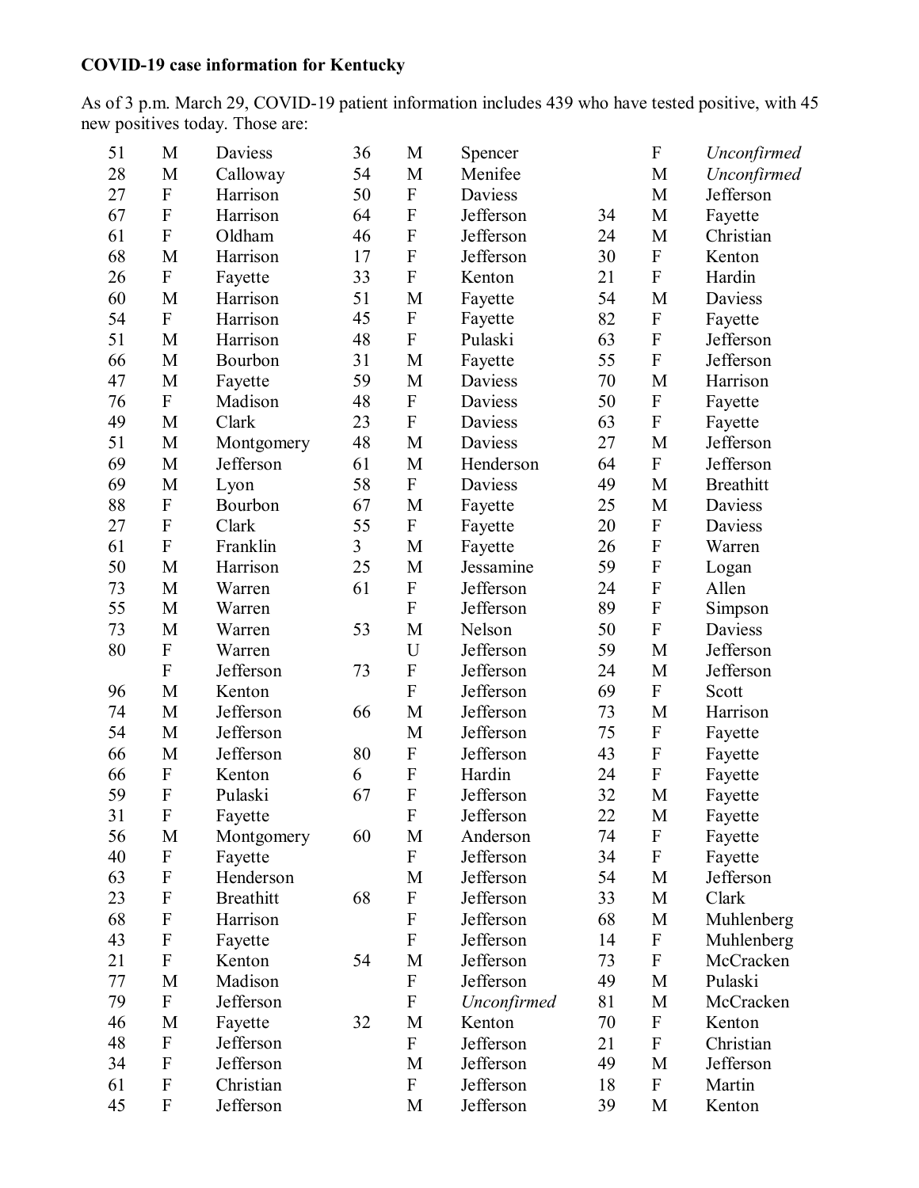**COVID-19 case information for Kentucky**

As of 3 p.m. March 29, COVID-19 patient information includes 439 who have tested positive, with 45 new positives today. Those are:

| | | | | | | | | |
|---|---|---|---|---|---|---|---|---|
| 51 | M | Daviess | 36 | M | Spencer | | F | *Unconfirmed* |
| 28 | M | Calloway | 54 | M | Menifee | | M | *Unconfirmed* |
| 27 | F | Harrison | 50 | F | Daviess | | M | Jefferson |
| 67 | F | Harrison | 64 | F | Jefferson | 34 | M | Fayette |
| 61 | F | Oldham | 46 | F | Jefferson | 24 | M | Christian |
| 68 | M | Harrison | 17 | F | Jefferson | 30 | F | Kenton |
| 26 | F | Fayette | 33 | F | Kenton | 21 | F | Hardin |
| 60 | M | Harrison | 51 | M | Fayette | 54 | M | Daviess |
| 54 | F | Harrison | 45 | F | Fayette | 82 | F | Fayette |
| 51 | M | Harrison | 48 | F | Pulaski | 63 | F | Jefferson |
| 66 | M | Bourbon | 31 | M | Fayette | 55 | F | Jefferson |
| 47 | M | Fayette | 59 | M | Daviess | 70 | M | Harrison |
| 76 | F | Madison | 48 | F | Daviess | 50 | F | Fayette |
| 49 | M | Clark | 23 | F | Daviess | 63 | F | Fayette |
| 51 | M | Montgomery | 48 | M | Daviess | 27 | M | Jefferson |
| 69 | M | Jefferson | 61 | M | Henderson | 64 | F | Jefferson |
| 69 | M | Lyon | 58 | F | Daviess | 49 | M | Breathitt |
| 88 | F | Bourbon | 67 | M | Fayette | 25 | M | Daviess |
| 27 | F | Clark | 55 | F | Fayette | 20 | F | Daviess |
| 61 | F | Franklin | 3 | M | Fayette | 26 | F | Warren |
| 50 | M | Harrison | 25 | M | Jessamine | 59 | F | Logan |
| 73 | M | Warren | 61 | F | Jefferson | 24 | F | Allen |
| 55 | M | Warren | | F | Jefferson | 89 | F | Simpson |
| 73 | M | Warren | 53 | M | Nelson | 50 | F | Daviess |
| 80 | F | Warren | | U | Jefferson | 59 | M | Jefferson |
| | F | Jefferson | 73 | F | Jefferson | 24 | M | Jefferson |
| 96 | M | Kenton | | F | Jefferson | 69 | F | Scott |
| 74 | M | Jefferson | 66 | M | Jefferson | 73 | M | Harrison |
| 54 | M | Jefferson | | M | Jefferson | 75 | F | Fayette |
| 66 | M | Jefferson | 80 | F | Jefferson | 43 | F | Fayette |
| 66 | F | Kenton | 6 | F | Hardin | 24 | F | Fayette |
| 59 | F | Pulaski | 67 | F | Jefferson | 32 | M | Fayette |
| 31 | F | Fayette | | F | Jefferson | 22 | M | Fayette |
| 56 | M | Montgomery | 60 | M | Anderson | 74 | F | Fayette |
| 40 | F | Fayette | | F | Jefferson | 34 | F | Fayette |
| 63 | F | Henderson | | M | Jefferson | 54 | M | Jefferson |
| 23 | F | Breathitt | 68 | F | Jefferson | 33 | M | Clark |
| 68 | F | Harrison | | F | Jefferson | 68 | M | Muhlenberg |
| 43 | F | Fayette | | F | Jefferson | 14 | F | Muhlenberg |
| 21 | F | Kenton | 54 | M | Jefferson | 73 | F | McCracken |
| 77 | M | Madison | | F | Jefferson | 49 | M | Pulaski |
| 79 | F | Jefferson | | F | *Unconfirmed* | 81 | M | McCracken |
| 46 | M | Fayette | 32 | M | Kenton | 70 | F | Kenton |
| 48 | F | Jefferson | | F | Jefferson | 21 | F | Christian |
| 34 | F | Jefferson | | M | Jefferson | 49 | M | Jefferson |
| 61 | F | Christian | | F | Jefferson | 18 | F | Martin |
| 45 | F | Jefferson | | M | Jefferson | 39 | M | Kenton |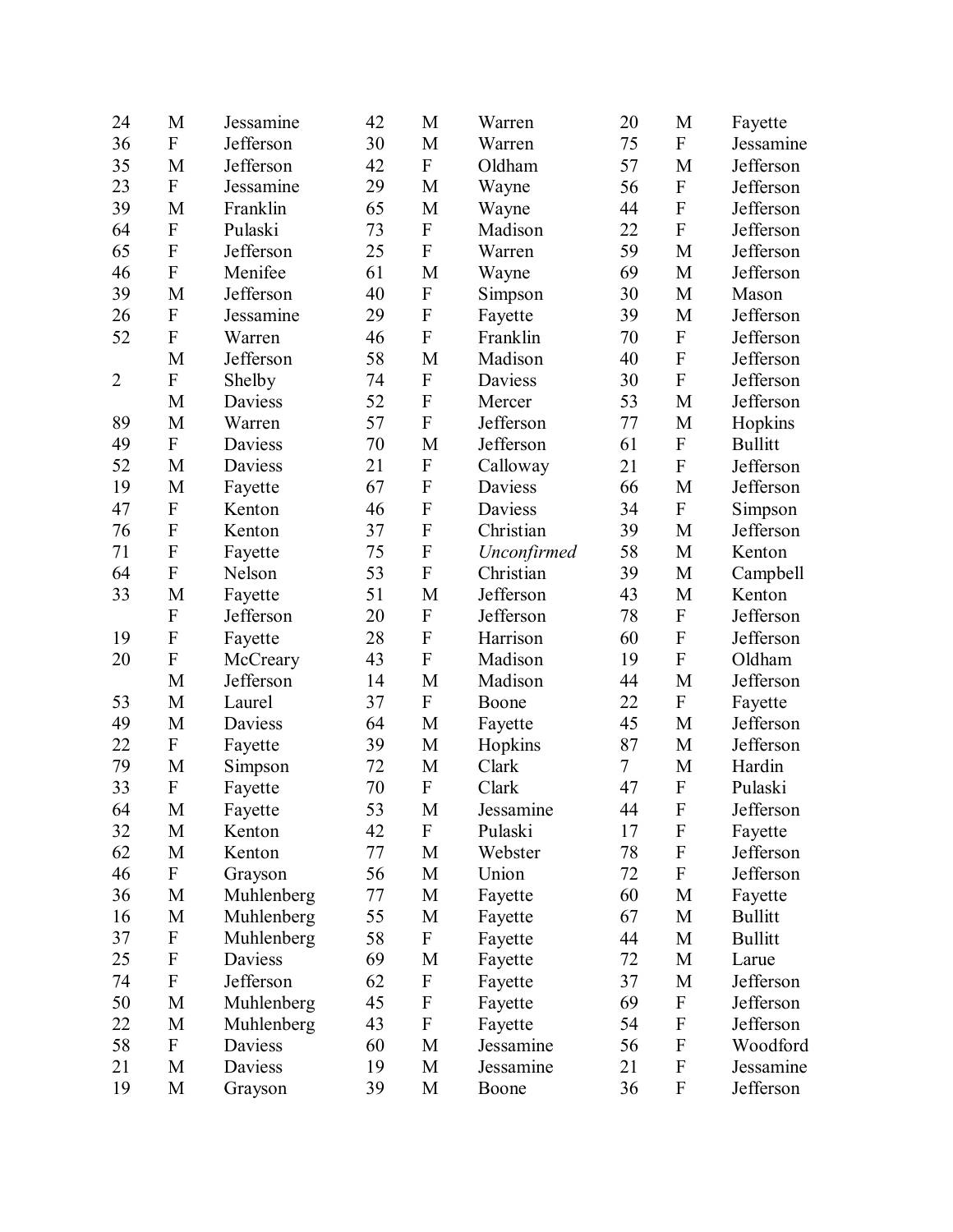| | | | | | | | | |
|---|---|---|---|---|---|---|---|---|
| 24 | M | Jessamine | 42 | M | Warren | 20 | M | Fayette |
| 36 | F | Jefferson | 30 | M | Warren | 75 | F | Jessamine |
| 35 | M | Jefferson | 42 | F | Oldham | 57 | M | Jefferson |
| 23 | F | Jessamine | 29 | M | Wayne | 56 | F | Jefferson |
| 39 | M | Franklin | 65 | M | Wayne | 44 | F | Jefferson |
| 64 | F | Pulaski | 73 | F | Madison | 22 | F | Jefferson |
| 65 | F | Jefferson | 25 | F | Warren | 59 | M | Jefferson |
| 46 | F | Menifee | 61 | M | Wayne | 69 | M | Jefferson |
| 39 | M | Jefferson | 40 | F | Simpson | 30 | M | Mason |
| 26 | F | Jessamine | 29 | F | Fayette | 39 | M | Jefferson |
| 52 | F | Warren | 46 | F | Franklin | 70 | F | Jefferson |
| | M | Jefferson | 58 | M | Madison | 40 | F | Jefferson |
| 2 | F | Shelby | 74 | F | Daviess | 30 | F | Jefferson |
| | M | Daviess | 52 | F | Mercer | 53 | M | Jefferson |
| 89 | M | Warren | 57 | F | Jefferson | 77 | M | Hopkins |
| 49 | F | Daviess | 70 | M | Jefferson | 61 | F | Bullitt |
| 52 | M | Daviess | 21 | F | Calloway | 21 | F | Jefferson |
| 19 | M | Fayette | 67 | F | Daviess | 66 | M | Jefferson |
| 47 | F | Kenton | 46 | F | Daviess | 34 | F | Simpson |
| 76 | F | Kenton | 37 | F | Christian | 39 | M | Jefferson |
| 71 | F | Fayette | 75 | F | *Unconfirmed* | 58 | M | Kenton |
| 64 | F | Nelson | 53 | F | Christian | 39 | M | Campbell |
| 33 | M | Fayette | 51 | M | Jefferson | 43 | M | Kenton |
| | F | Jefferson | 20 | F | Jefferson | 78 | F | Jefferson |
| 19 | F | Fayette | 28 | F | Harrison | 60 | F | Jefferson |
| 20 | F | McCreary | 43 | F | Madison | 19 | F | Oldham |
| | M | Jefferson | 14 | M | Madison | 44 | M | Jefferson |
| 53 | M | Laurel | 37 | F | Boone | 22 | F | Fayette |
| 49 | M | Daviess | 64 | M | Fayette | 45 | M | Jefferson |
| 22 | F | Fayette | 39 | M | Hopkins | 87 | M | Jefferson |
| 79 | M | Simpson | 72 | M | Clark | 7 | M | Hardin |
| 33 | F | Fayette | 70 | F | Clark | 47 | F | Pulaski |
| 64 | M | Fayette | 53 | M | Jessamine | 44 | F | Jefferson |
| 32 | M | Kenton | 42 | F | Pulaski | 17 | F | Fayette |
| 62 | M | Kenton | 77 | M | Webster | 78 | F | Jefferson |
| 46 | F | Grayson | 56 | M | Union | 72 | F | Jefferson |
| 36 | M | Muhlenberg | 77 | M | Fayette | 60 | M | Fayette |
| 16 | M | Muhlenberg | 55 | M | Fayette | 67 | M | Bullitt |
| 37 | F | Muhlenberg | 58 | F | Fayette | 44 | M | Bullitt |
| 25 | F | Daviess | 69 | M | Fayette | 72 | M | Larue |
| 74 | F | Jefferson | 62 | F | Fayette | 37 | M | Jefferson |
| 50 | M | Muhlenberg | 45 | F | Fayette | 69 | F | Jefferson |
| 22 | M | Muhlenberg | 43 | F | Fayette | 54 | F | Jefferson |
| 58 | F | Daviess | 60 | M | Jessamine | 56 | F | Woodford |
| 21 | M | Daviess | 19 | M | Jessamine | 21 | F | Jessamine |
| 19 | M | Grayson | 39 | M | Boone | 36 | F | Jefferson |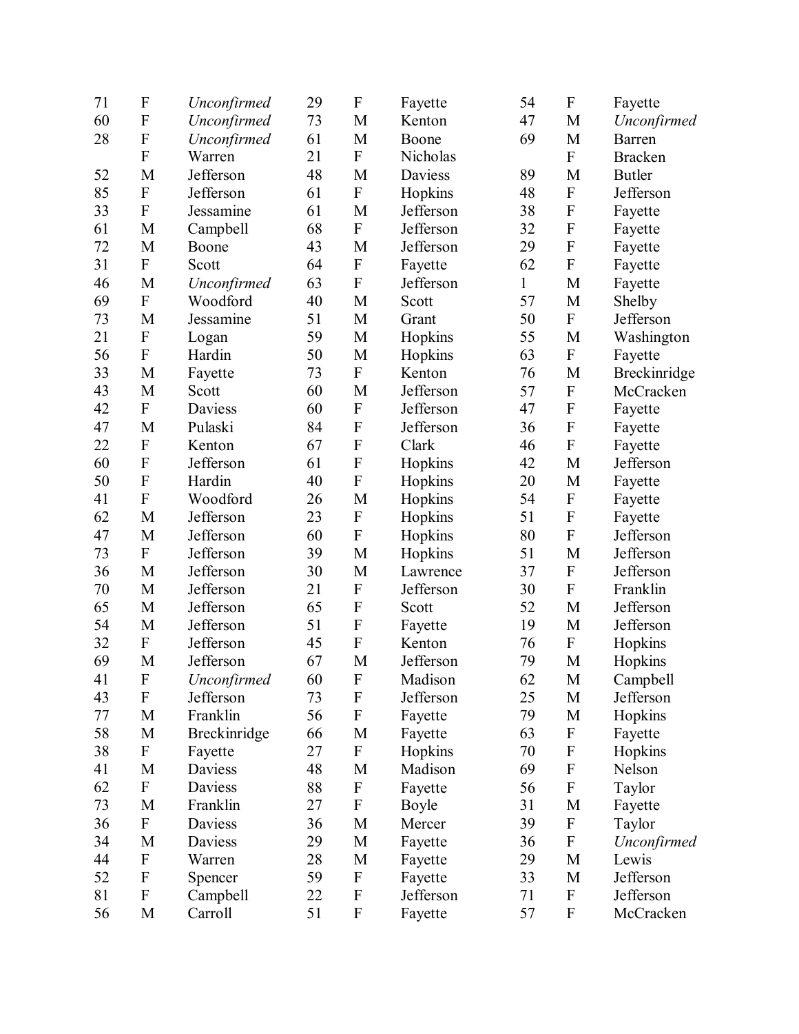| | | | | | | | | |
|---|---|---|---|---|---|---|---|---|
| 71 | F | *Unconfirmed* | 29 | F | Fayette | 54 | F | Fayette |
| 60 | F | *Unconfirmed* | 73 | M | Kenton | 47 | M | *Unconfirmed* |
| 28 | F | *Unconfirmed* | 61 | M | Boone | 69 | M | Barren |
| | F | Warren | 21 | F | Nicholas | | F | Bracken |
| 52 | M | Jefferson | 48 | M | Daviess | 89 | M | Butler |
| 85 | F | Jefferson | 61 | F | Hopkins | 48 | F | Jefferson |
| 33 | F | Jessamine | 61 | M | Jefferson | 38 | F | Fayette |
| 61 | M | Campbell | 68 | F | Jefferson | 32 | F | Fayette |
| 72 | M | Boone | 43 | M | Jefferson | 29 | F | Fayette |
| 31 | F | Scott | 64 | F | Fayette | 62 | F | Fayette |
| 46 | M | *Unconfirmed* | 63 | F | Jefferson | 1 | M | Fayette |
| 69 | F | Woodford | 40 | M | Scott | 57 | M | Shelby |
| 73 | M | Jessamine | 51 | M | Grant | 50 | F | Jefferson |
| 21 | F | Logan | 59 | M | Hopkins | 55 | M | Washington |
| 56 | F | Hardin | 50 | M | Hopkins | 63 | F | Fayette |
| 33 | M | Fayette | 73 | F | Kenton | 76 | M | Breckinridge |
| 43 | M | Scott | 60 | M | Jefferson | 57 | F | McCracken |
| 42 | F | Daviess | 60 | F | Jefferson | 47 | F | Fayette |
| 47 | M | Pulaski | 84 | F | Jefferson | 36 | F | Fayette |
| 22 | F | Kenton | 67 | F | Clark | 46 | F | Fayette |
| 60 | F | Jefferson | 61 | F | Hopkins | 42 | M | Jefferson |
| 50 | F | Hardin | 40 | F | Hopkins | 20 | M | Fayette |
| 41 | F | Woodford | 26 | M | Hopkins | 54 | F | Fayette |
| 62 | M | Jefferson | 23 | F | Hopkins | 51 | F | Fayette |
| 47 | M | Jefferson | 60 | F | Hopkins | 80 | F | Jefferson |
| 73 | F | Jefferson | 39 | M | Hopkins | 51 | M | Jefferson |
| 36 | M | Jefferson | 30 | M | Lawrence | 37 | F | Jefferson |
| 70 | M | Jefferson | 21 | F | Jefferson | 30 | F | Franklin |
| 65 | M | Jefferson | 65 | F | Scott | 52 | M | Jefferson |
| 54 | M | Jefferson | 51 | F | Fayette | 19 | M | Jefferson |
| 32 | F | Jefferson | 45 | F | Kenton | 76 | F | Hopkins |
| 69 | M | Jefferson | 67 | M | Jefferson | 79 | M | Hopkins |
| 41 | F | *Unconfirmed* | 60 | F | Madison | 62 | M | Campbell |
| 43 | F | Jefferson | 73 | F | Jefferson | 25 | M | Jefferson |
| 77 | M | Franklin | 56 | F | Fayette | 79 | M | Hopkins |
| 58 | M | Breckinridge | 66 | M | Fayette | 63 | F | Fayette |
| 38 | F | Fayette | 27 | F | Hopkins | 70 | F | Hopkins |
| 41 | M | Daviess | 48 | M | Madison | 69 | F | Nelson |
| 62 | F | Daviess | 88 | F | Fayette | 56 | F | Taylor |
| 73 | M | Franklin | 27 | F | Boyle | 31 | M | Fayette |
| 36 | F | Daviess | 36 | M | Mercer | 39 | F | Taylor |
| 34 | M | Daviess | 29 | M | Fayette | 36 | F | *Unconfirmed* |
| 44 | F | Warren | 28 | M | Fayette | 29 | M | Lewis |
| 52 | F | Spencer | 59 | F | Fayette | 33 | M | Jefferson |
| 81 | F | Campbell | 22 | F | Jefferson | 71 | F | Jefferson |
| 56 | M | Carroll | 51 | F | Fayette | 57 | F | McCracken |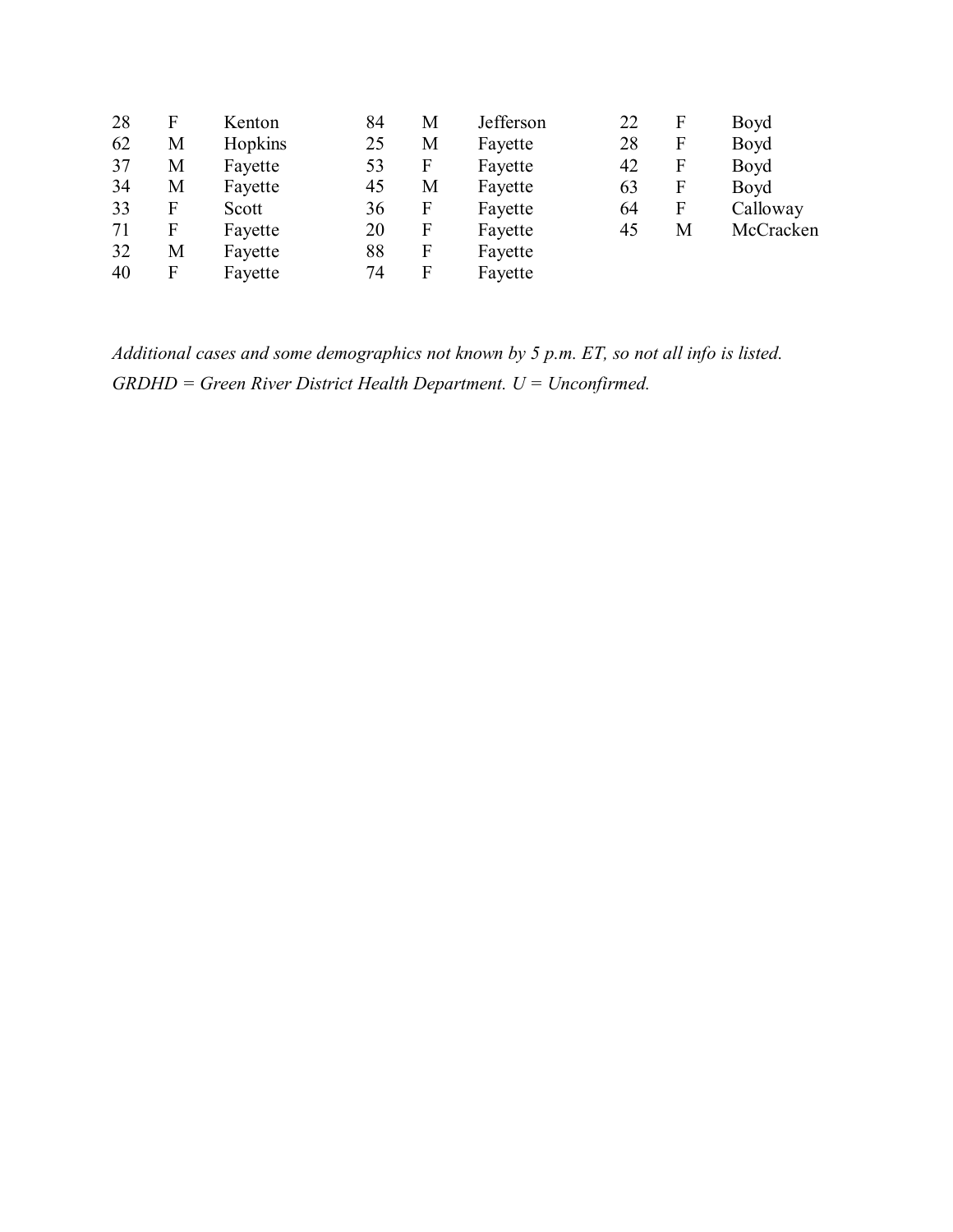| | | | | | | | | |
|---|---|---|---|---|---|---|---|---|
| 28 | F | Kenton | 84 | M | Jefferson | 22 | F | Boyd |
| 62 | M | Hopkins | 25 | M | Fayette | 28 | F | Boyd |
| 37 | M | Fayette | 53 | F | Fayette | 42 | F | Boyd |
| 34 | M | Fayette | 45 | M | Fayette | 63 | F | Boyd |
| 33 | F | Scott | 36 | F | Fayette | 64 | F | Calloway |
| 71 | F | Fayette | 20 | F | Fayette | 45 | M | McCracken |
| 32 | M | Fayette | 88 | F | Fayette | | | |
| 40 | F | Fayette | 74 | F | Fayette | | | |

*Additional cases and some demographics not known by 5 p.m. ET, so not all info is listed.*

*GRDHD = Green River District Health Department. U = Unconfirmed.*